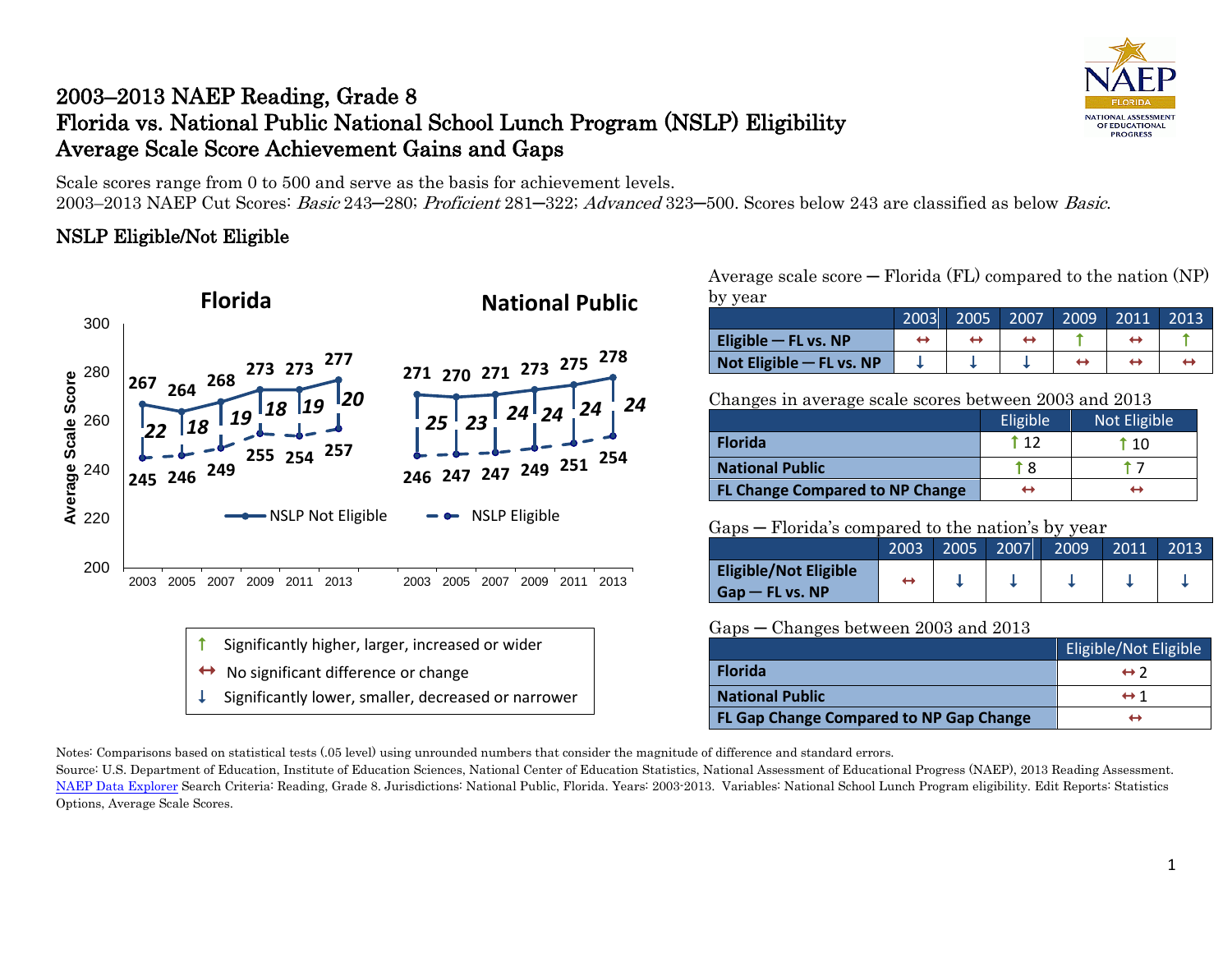# 2003–2013 NAEP Reading, Grade 8
# Florida vs. National Public National School Lunch Program (NSLP) Eligibility
# Average Scale Score Achievement Gains and Gaps

Scale scores range from 0 to 500 and serve as the basis for achievement levels.
2003–2013 NAEP Cut Scores: *Basic* 243–280; *Proficient* 281–322; *Advanced* 323–500. Scores below 243 are classified as below *Basic*.

## NSLP Eligible/Not Eligible

**Florida**

| Year | NSLP Not Eligible | NSLP Eligible | Gap |
|---|---|---|---|
| 2003 | 267 | 245 | 22 |
| 2005 | 264 | 246 | 18 |
| 2007 | 268 | 249 | 19 |
| 2009 | 273 | 255 | 18 |
| 2011 | 273 | 254 | 19 |
| 2013 | 277 | 257 | 20 |

**National Public**

| Year | NSLP Not Eligible | NSLP Eligible | Gap |
|---|---|---|---|
| 2003 | 271 | 246 | 25 |
| 2005 | 270 | 247 | 23 |
| 2007 | 271 | 247 | 24 |
| 2009 | 273 | 249 | 24 |
| 2011 | 275 | 251 | 24 |
| 2013 | 278 | 254 | 24 |

Legend:
- ↑ Significantly higher, larger, increased or wider
- ↔ No significant difference or change
- ↓ Significantly lower, smaller, decreased or narrower

Average scale score — Florida (FL) compared to the nation (NP) by year

| | 2003 | 2005 | 2007 | 2009 | 2011 | 2013 |
|---|---|---|---|---|---|---|
| **Eligible — FL vs. NP** | ↔ | ↔ | ↔ | ↑ | ↔ | ↑ |
| **Not Eligible — FL vs. NP** | ↓ | ↓ | ↓ | ↔ | ↔ | ↔ |

Changes in average scale scores between 2003 and 2013

| | Eligible | Not Eligible |
|---|---|---|
| **Florida** | ↑ 12 | ↑ 10 |
| **National Public** | ↑ 8 | ↑ 7 |
| **FL Change Compared to NP Change** | ↔ | ↔ |

Gaps — Florida's compared to the nation's by year

| | 2003 | 2005 | 2007 | 2009 | 2011 | 2013 |
|---|---|---|---|---|---|---|
| **Eligible/Not Eligible Gap — FL vs. NP** | ↔ | ↓ | ↓ | ↓ | ↓ | ↓ |

Gaps — Changes between 2003 and 2013

| | Eligible/Not Eligible |
|---|---|
| **Florida** | ↔ 2 |
| **National Public** | ↔ 1 |
| **FL Gap Change Compared to NP Gap Change** | ↔ |

Notes: Comparisons based on statistical tests (.05 level) using unrounded numbers that consider the magnitude of difference and standard errors.
Source: U.S. Department of Education, Institute of Education Sciences, National Center of Education Statistics, National Assessment of Educational Progress (NAEP), 2013 Reading Assessment. NAEP Data Explorer Search Criteria: Reading, Grade 8. Jurisdictions: National Public, Florida. Years: 2003-2013. Variables: National School Lunch Program eligibility. Edit Reports: Statistics Options, Average Scale Scores.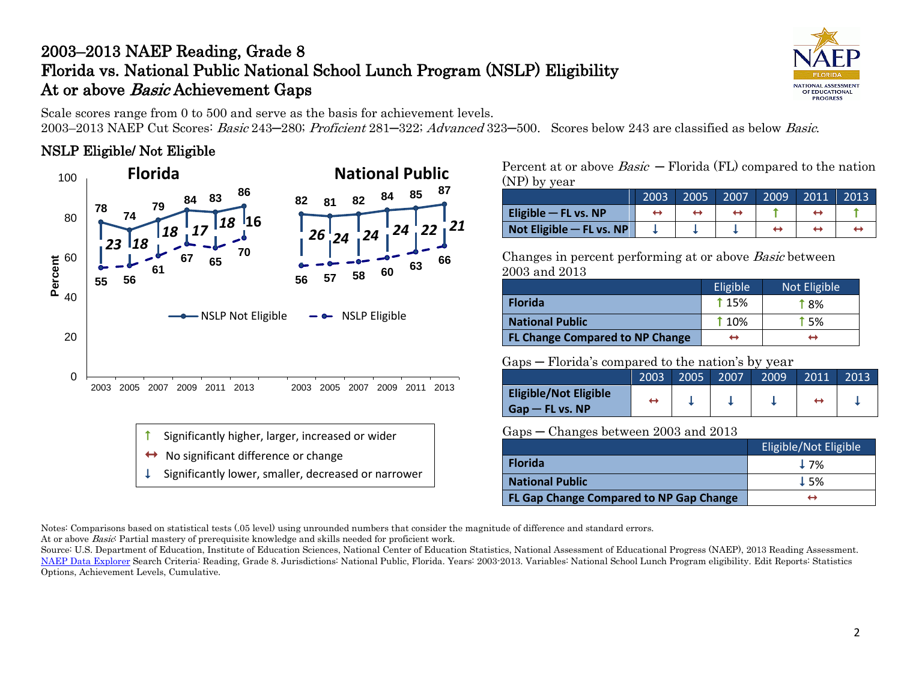# 2003–2013 NAEP Reading, Grade 8
# Florida vs. National Public National School Lunch Program (NSLP) Eligibility
# At or above *Basic* Achievement Gaps

Scale scores range from 0 to 500 and serve as the basis for achievement levels.
2003–2013 NAEP Cut Scores: *Basic* 243─280; *Proficient* 281─322; *Advanced* 323─500. Scores below 243 are classified as below *Basic*.

## NSLP Eligible/ Not Eligible

**Florida**

| | 2003 | 2005 | 2007 | 2009 | 2011 | 2013 |
|---|---|---|---|---|---|---|
| NSLP Not Eligible | 78 | 74 | 79 | 84 | 83 | 86 |
| NSLP Eligible | 55 | 56 | 61 | 67 | 65 | 70 |
| Gap | 23 | 18 | 18 | 17 | 18 | 16 |

**National Public**

| | 2003 | 2005 | 2007 | 2009 | 2011 | 2013 |
|---|---|---|---|---|---|---|
| NSLP Not Eligible | 82 | 81 | 82 | 84 | 85 | 87 |
| NSLP Eligible | 56 | 57 | 58 | 60 | 63 | 66 |
| Gap | 26 | 24 | 24 | 24 | 22 | 21 |

↑ Significantly higher, larger, increased or wider
↔ No significant difference or change
↓ Significantly lower, smaller, decreased or narrower

Percent at or above *Basic* ─ Florida (FL) compared to the nation (NP) by year

| | 2003 | 2005 | 2007 | 2009 | 2011 | 2013 |
|---|---|---|---|---|---|---|
| **Eligible ─ FL vs. NP** | ↔ | ↔ | ↔ | ↑ | ↔ | ↑ |
| **Not Eligible ─ FL vs. NP** | ↓ | ↓ | ↓ | ↔ | ↔ | ↔ |

Changes in percent performing at or above *Basic* between 2003 and 2013

| | Eligible | Not Eligible |
|---|---|---|
| **Florida** | ↑ 15% | ↑ 8% |
| **National Public** | ↑ 10% | ↑ 5% |
| **FL Change Compared to NP Change** | ↔ | ↔ |

Gaps ─ Florida's compared to the nation's by year

| | 2003 | 2005 | 2007 | 2009 | 2011 | 2013 |
|---|---|---|---|---|---|---|
| **Eligible/Not Eligible Gap ─ FL vs. NP** | ↔ | ↓ | ↓ | ↓ | ↔ | ↓ |

Gaps ─ Changes between 2003 and 2013

| | Eligible/Not Eligible |
|---|---|
| **Florida** | ↓ 7% |
| **National Public** | ↓ 5% |
| **FL Gap Change Compared to NP Gap Change** | ↔ |

Notes: Comparisons based on statistical tests (.05 level) using unrounded numbers that consider the magnitude of difference and standard errors.
At or above *Basic*: Partial mastery of prerequisite knowledge and skills needed for proficient work.
Source: U.S. Department of Education, Institute of Education Sciences, National Center of Education Statistics, National Assessment of Educational Progress (NAEP), 2013 Reading Assessment. NAEP Data Explorer Search Criteria: Reading, Grade 8. Jurisdictions: National Public, Florida. Years: 2003-2013. Variables: National School Lunch Program eligibility. Edit Reports: Statistics Options, Achievement Levels, Cumulative.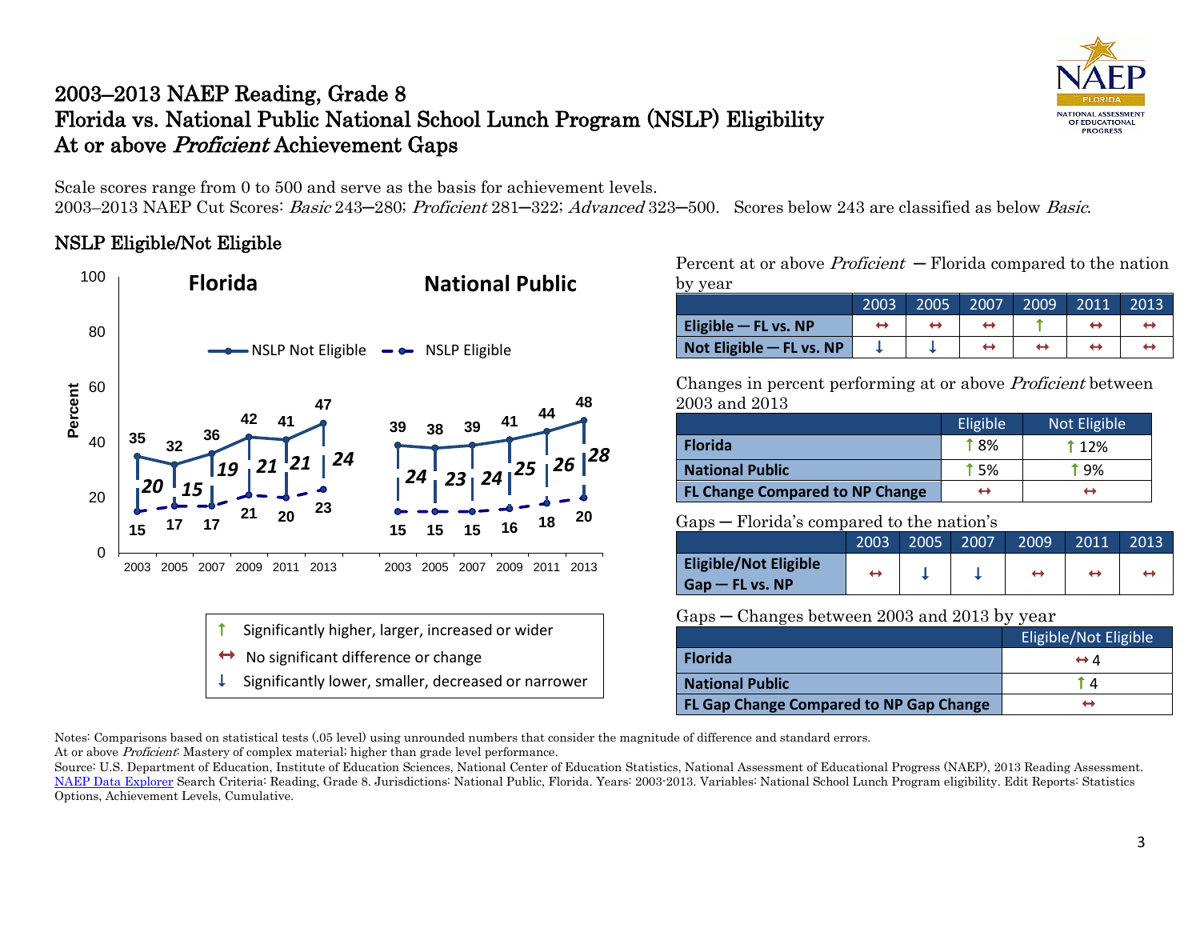# 2003–2013 NAEP Reading, Grade 8
# Florida vs. National Public National School Lunch Program (NSLP) Eligibility
# At or above *Proficient* Achievement Gaps

Scale scores range from 0 to 500 and serve as the basis for achievement levels.
2003–2013 NAEP Cut Scores: *Basic* 243─280; *Proficient* 281─322; *Advanced* 323─500. Scores below 243 are classified as below *Basic*.

## NSLP Eligible/Not Eligible

Florida

National Public

NSLP Not Eligible — NSLP Eligible

Percent

100
80
60
40
20
0

Florida: NSLP Not Eligible: 35, 32, 36, 42, 41, 47
Florida: Gaps: 20, 15, 19, 21, 21, 24
Florida: NSLP Eligible: 15, 17, 17, 21, 20, 23

National Public: NSLP Not Eligible: 39, 38, 39, 41, 44, 48
National Public: Gaps: 24, 23, 24, 25, 26, 28
National Public: NSLP Eligible: 15, 15, 15, 16, 18, 20

2003 2005 2007 2009 2011 2013 | 2003 2005 2007 2009 2011 2013

↑ Significantly higher, larger, increased or wider
↔ No significant difference or change
↓ Significantly lower, smaller, decreased or narrower

Percent at or above *Proficient* ─ Florida compared to the nation by year

| | 2003 | 2005 | 2007 | 2009 | 2011 | 2013 |
|---|---|---|---|---|---|---|
| **Eligible ─ FL vs. NP** | ↔ | ↔ | ↔ | ↑ | ↔ | ↔ |
| **Not Eligible ─ FL vs. NP** | ↓ | ↓ | ↔ | ↔ | ↔ | ↔ |

Changes in percent performing at or above *Proficient* between 2003 and 2013

| | Eligible | Not Eligible |
|---|---|---|
| **Florida** | ↑ 8% | ↑ 12% |
| **National Public** | ↑ 5% | ↑ 9% |
| **FL Change Compared to NP Change** | ↔ | ↔ |

Gaps ─ Florida's compared to the nation's

| | 2003 | 2005 | 2007 | 2009 | 2011 | 2013 |
|---|---|---|---|---|---|---|
| **Eligible/Not Eligible Gap ─ FL vs. NP** | ↔ | ↓ | ↓ | ↔ | ↔ | ↔ |

Gaps ─ Changes between 2003 and 2013 by year

| | Eligible/Not Eligible |
|---|---|
| **Florida** | ↔ 4 |
| **National Public** | ↑ 4 |
| **FL Gap Change Compared to NP Gap Change** | ↔ |

Notes: Comparisons based on statistical tests (.05 level) using unrounded numbers that consider the magnitude of difference and standard errors.
At or above *Proficient*: Mastery of complex material; higher than grade level performance.
Source: U.S. Department of Education, Institute of Education Sciences, National Center of Education Statistics, National Assessment of Educational Progress (NAEP), 2013 Reading Assessment. NAEP Data Explorer Search Criteria: Reading, Grade 8. Jurisdictions: National Public, Florida. Years: 2003-2013. Variables: National School Lunch Program eligibility. Edit Reports: Statistics Options, Achievement Levels, Cumulative.